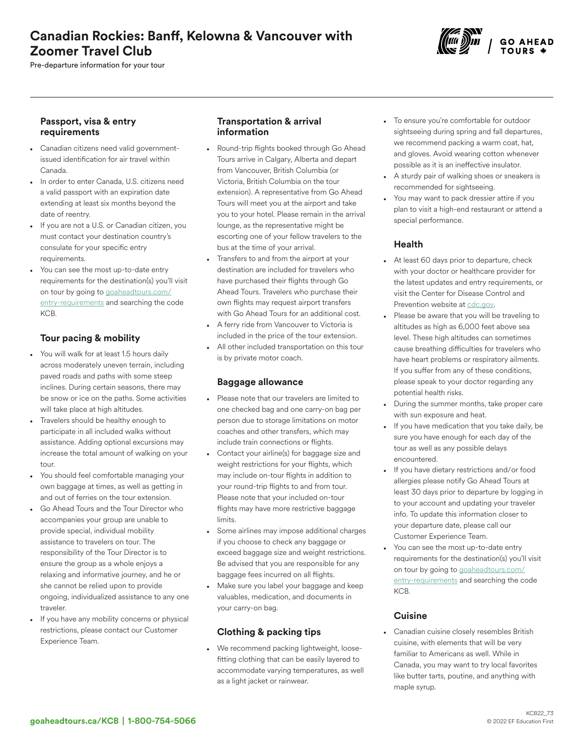# Canadian Rockies: Banff, Kelowna & Vancouver with Zoomer Travel Club

Pre-departure information for your tour

### Passport, visa & entry requirements

- Canadian citizens need valid government-issued identification for air travel within Canada.
- In order to enter Canada, U.S. citizens need a valid passport with an expiration date extending at least six months beyond the date of reentry.
- If you are not a U.S. or Canadian citizen, you must contact your destination country's consulate for your specific entry requirements.
- You can see the most up-to-date entry requirements for the destination(s) you'll visit on tour by going to [goaheadtours.com/entry-requirements](goaheadtours.com/entry-requirements) and searching the code KCB.

### Tour pacing & mobility

- You will walk for at least 1.5 hours daily across moderately uneven terrain, including paved roads and paths with some steep inclines. During certain seasons, there may be snow or ice on the paths. Some activities will take place at high altitudes.
- Travelers should be healthy enough to participate in all included walks without assistance. Adding optional excursions may increase the total amount of walking on your tour.
- You should feel comfortable managing your own baggage at times, as well as getting in and out of ferries on the tour extension.
- Go Ahead Tours and the Tour Director who accompanies your group are unable to provide special, individual mobility assistance to travelers on tour. The responsibility of the Tour Director is to ensure the group as a whole enjoys a relaxing and informative journey, and he or she cannot be relied upon to provide ongoing, individualized assistance to any one traveler.
- If you have any mobility concerns or physical restrictions, please contact our Customer Experience Team.

### Transportation & arrival information

- Round-trip flights booked through Go Ahead Tours arrive in Calgary, Alberta and depart from Vancouver, British Columbia (or Victoria, British Columbia on the tour extension). A representative from Go Ahead Tours will meet you at the airport and take you to your hotel. Please remain in the arrival lounge, as the representative might be escorting one of your fellow travelers to the bus at the time of your arrival.
- Transfers to and from the airport at your destination are included for travelers who have purchased their flights through Go Ahead Tours. Travelers who purchase their own flights may request airport transfers with Go Ahead Tours for an additional cost.
- A ferry ride from Vancouver to Victoria is included in the price of the tour extension.
- All other included transportation on this tour is by private motor coach.

### Baggage allowance

- Please note that our travelers are limited to one checked bag and one carry-on bag per person due to storage limitations on motor coaches and other transfers, which may include train connections or flights.
- Contact your airline(s) for baggage size and weight restrictions for your flights, which may include on-tour flights in addition to your round-trip flights to and from tour. Please note that your included on-tour flights may have more restrictive baggage limits.
- Some airlines may impose additional charges if you choose to check any baggage or exceed baggage size and weight restrictions. Be advised that you are responsible for any baggage fees incurred on all flights.
- Make sure you label your baggage and keep valuables, medication, and documents in your carry-on bag.

### Clothing & packing tips

- We recommend packing lightweight, loose-fitting clothing that can be easily layered to accommodate varying temperatures, as well as a light jacket or rainwear.
- To ensure you're comfortable for outdoor sightseeing during spring and fall departures, we recommend packing a warm coat, hat, and gloves. Avoid wearing cotton whenever possible as it is an ineffective insulator.
- A sturdy pair of walking shoes or sneakers is recommended for sightseeing.
- You may want to pack dressier attire if you plan to visit a high-end restaurant or attend a special performance.

### Health

- At least 60 days prior to departure, check with your doctor or healthcare provider for the latest updates and entry requirements, or visit the Center for Disease Control and Prevention website at [cdc.gov](cdc.gov).
- Please be aware that you will be traveling to altitudes as high as 6,000 feet above sea level. These high altitudes can sometimes cause breathing difficulties for travelers who have heart problems or respiratory ailments. If you suffer from any of these conditions, please speak to your doctor regarding any potential health risks.
- During the summer months, take proper care with sun exposure and heat.
- If you have medication that you take daily, be sure you have enough for each day of the tour as well as any possible delays encountered.
- If you have dietary restrictions and/or food allergies please notify Go Ahead Tours at least 30 days prior to departure by logging in to your account and updating your traveler info. To update this information closer to your departure date, please call our Customer Experience Team.
- You can see the most up-to-date entry requirements for the destination(s) you'll visit on tour by going to [goaheadtours.com/entry-requirements](goaheadtours.com/entry-requirements) and searching the code KCB.

### Cuisine

- Canadian cuisine closely resembles British cuisine, with elements that will be very familiar to Americans as well. While in Canada, you may want to try local favorites like butter tarts, poutine, and anything with maple syrup.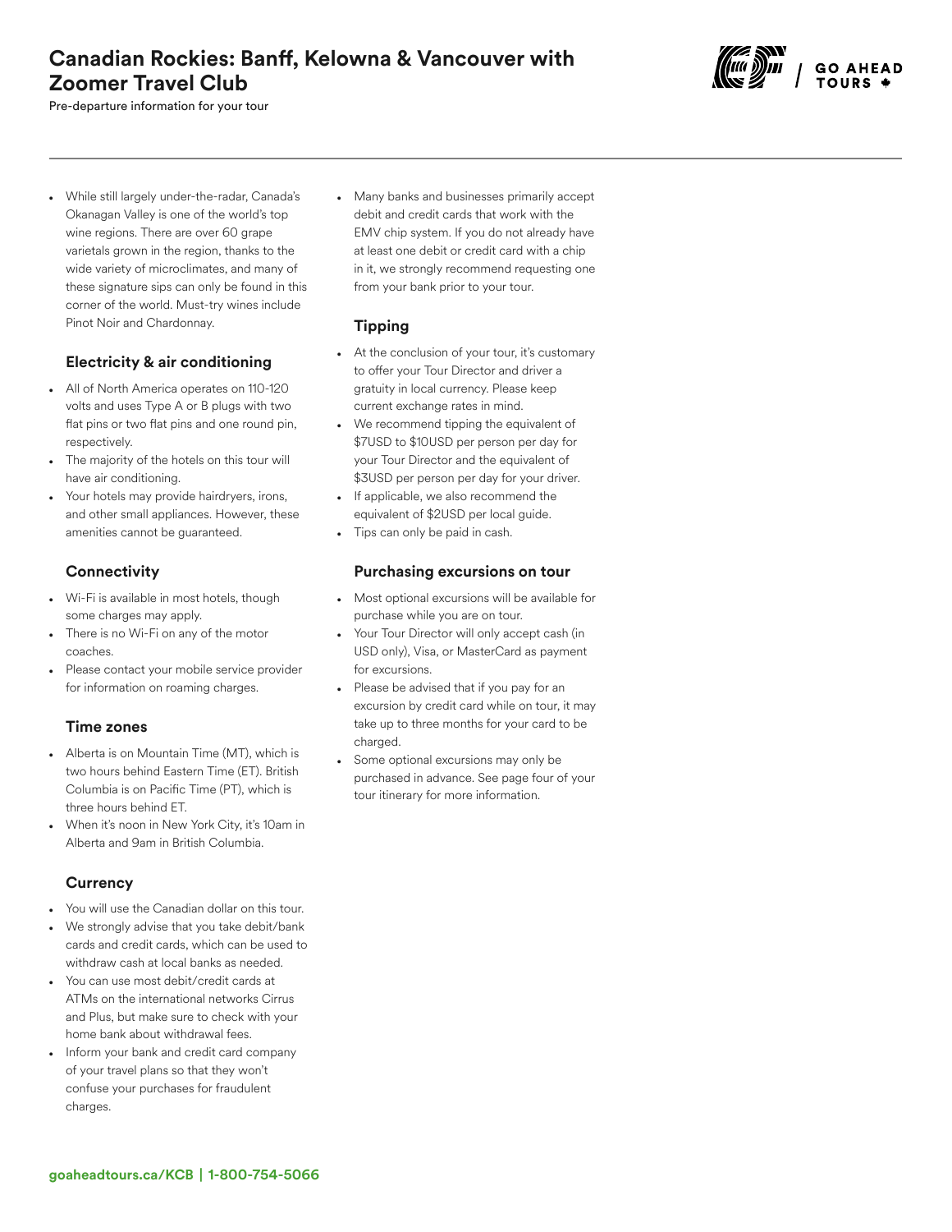- While still largely under-the-radar, Canada's Okanagan Valley is one of the world's top wine regions. There are over 60 grape varietals grown in the region, thanks to the wide variety of microclimates, and many of these signature sips can only be found in this corner of the world. Must-try wines include Pinot Noir and Chardonnay.

### Electricity & air conditioning

- All of North America operates on 110-120 volts and uses Type A or B plugs with two flat pins or two flat pins and one round pin, respectively.
- The majority of the hotels on this tour will have air conditioning.
- Your hotels may provide hairdryers, irons, and other small appliances. However, these amenities cannot be guaranteed.

### Connectivity

- Wi-Fi is available in most hotels, though some charges may apply.
- There is no Wi-Fi on any of the motor coaches.
- Please contact your mobile service provider for information on roaming charges.

### Time zones

- Alberta is on Mountain Time (MT), which is two hours behind Eastern Time (ET). British Columbia is on Pacific Time (PT), which is three hours behind ET.
- When it's noon in New York City, it's 10am in Alberta and 9am in British Columbia.

### Currency

- You will use the Canadian dollar on this tour.
- We strongly advise that you take debit/bank cards and credit cards, which can be used to withdraw cash at local banks as needed.
- You can use most debit/credit cards at ATMs on the international networks Cirrus and Plus, but make sure to check with your home bank about withdrawal fees.
- Inform your bank and credit card company of your travel plans so that they won't confuse your purchases for fraudulent charges.
- Many banks and businesses primarily accept debit and credit cards that work with the EMV chip system. If you do not already have at least one debit or credit card with a chip in it, we strongly recommend requesting one from your bank prior to your tour.

### Tipping

- At the conclusion of your tour, it's customary to offer your Tour Director and driver a gratuity in local currency. Please keep current exchange rates in mind.
- We recommend tipping the equivalent of $7USD to $10USD per person per day for your Tour Director and the equivalent of $3USD per person per day for your driver.
- If applicable, we also recommend the equivalent of $2USD per local guide.
- Tips can only be paid in cash.

### Purchasing excursions on tour

- Most optional excursions will be available for purchase while you are on tour.
- Your Tour Director will only accept cash (in USD only), Visa, or MasterCard as payment for excursions.
- Please be advised that if you pay for an excursion by credit card while on tour, it may take up to three months for your card to be charged.
- Some optional excursions may only be purchased in advance. See page four of your tour itinerary for more information.